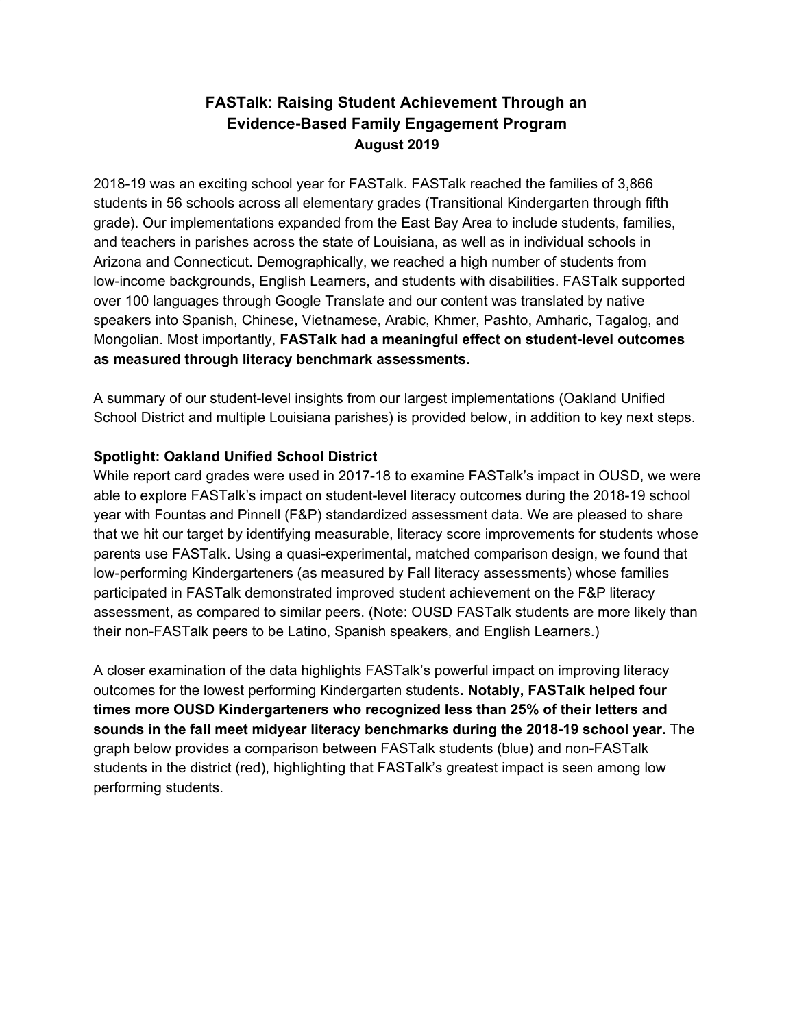# FASTalk: Raising Student Achievement Through an Evidence-Based Family Engagement Program

**August 2019**

2018-19 was an exciting school year for FASTalk. FASTalk reached the families of 3,866 students in 56 schools across all elementary grades (Transitional Kindergarten through fifth grade). Our implementations expanded from the East Bay Area to include students, families, and teachers in parishes across the state of Louisiana, as well as in individual schools in Arizona and Connecticut. Demographically, we reached a high number of students from low-income backgrounds, English Learners, and students with disabilities. FASTalk supported over 100 languages through Google Translate and our content was translated by native speakers into Spanish, Chinese, Vietnamese, Arabic, Khmer, Pashto, Amharic, Tagalog, and Mongolian. Most importantly, **FASTalk had a meaningful effect on student-level outcomes as measured through literacy benchmark assessments.**

A summary of our student-level insights from our largest implementations (Oakland Unified School District and multiple Louisiana parishes) is provided below, in addition to key next steps.

**Spotlight: Oakland Unified School District**

While report card grades were used in 2017-18 to examine FASTalk's impact in OUSD, we were able to explore FASTalk's impact on student-level literacy outcomes during the 2018-19 school year with Fountas and Pinnell (F&P) standardized assessment data. We are pleased to share that we hit our target by identifying measurable, literacy score improvements for students whose parents use FASTalk. Using a quasi-experimental, matched comparison design, we found that low-performing Kindergarteners (as measured by Fall literacy assessments) whose families participated in FASTalk demonstrated improved student achievement on the F&P literacy assessment, as compared to similar peers. (Note: OUSD FASTalk students are more likely than their non-FASTalk peers to be Latino, Spanish speakers, and English Learners.)

A closer examination of the data highlights FASTalk's powerful impact on improving literacy outcomes for the lowest performing Kindergarten students**. Notably, FASTalk helped four times more OUSD Kindergarteners who recognized less than 25% of their letters and sounds in the fall meet midyear literacy benchmarks during the 2018-19 school year.** The graph below provides a comparison between FASTalk students (blue) and non-FASTalk students in the district (red), highlighting that FASTalk's greatest impact is seen among low performing students.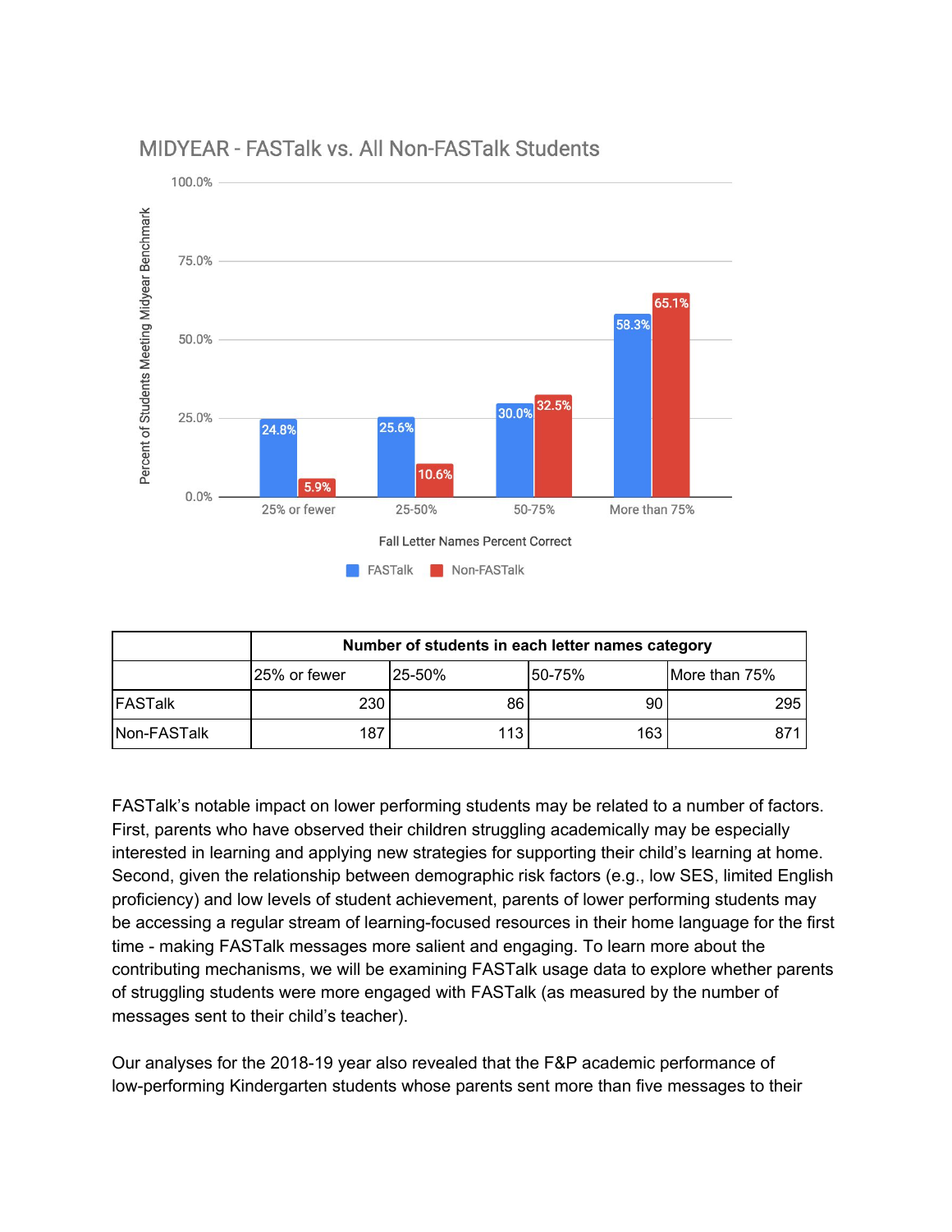MIDYEAR - FASTalk vs. All Non-FASTalk Students

| Fall Letter Names Percent Correct | FASTalk | Non-FASTalk |
|---|---|---|
| 25% or fewer | 24.8% | 5.9% |
| 25-50% | 25.6% | 10.6% |
| 50-75% | 30.0% | 32.5% |
| More than 75% | 58.3% | 65.1% |

Percent of Students Meeting Midyear Benchmark

| | Number of students in each letter names category | | | |
|---|---|---|---|---|
| | 25% or fewer | 25-50% | 50-75% | More than 75% |
| FASTalk | 230 | 86 | 90 | 295 |
| Non-FASTalk | 187 | 113 | 163 | 871 |

FASTalk's notable impact on lower performing students may be related to a number of factors. First, parents who have observed their children struggling academically may be especially interested in learning and applying new strategies for supporting their child's learning at home. Second, given the relationship between demographic risk factors (e.g., low SES, limited English proficiency) and low levels of student achievement, parents of lower performing students may be accessing a regular stream of learning-focused resources in their home language for the first time - making FASTalk messages more salient and engaging. To learn more about the contributing mechanisms, we will be examining FASTalk usage data to explore whether parents of struggling students were more engaged with FASTalk (as measured by the number of messages sent to their child's teacher).

Our analyses for the 2018-19 year also revealed that the F&P academic performance of low-performing Kindergarten students whose parents sent more than five messages to their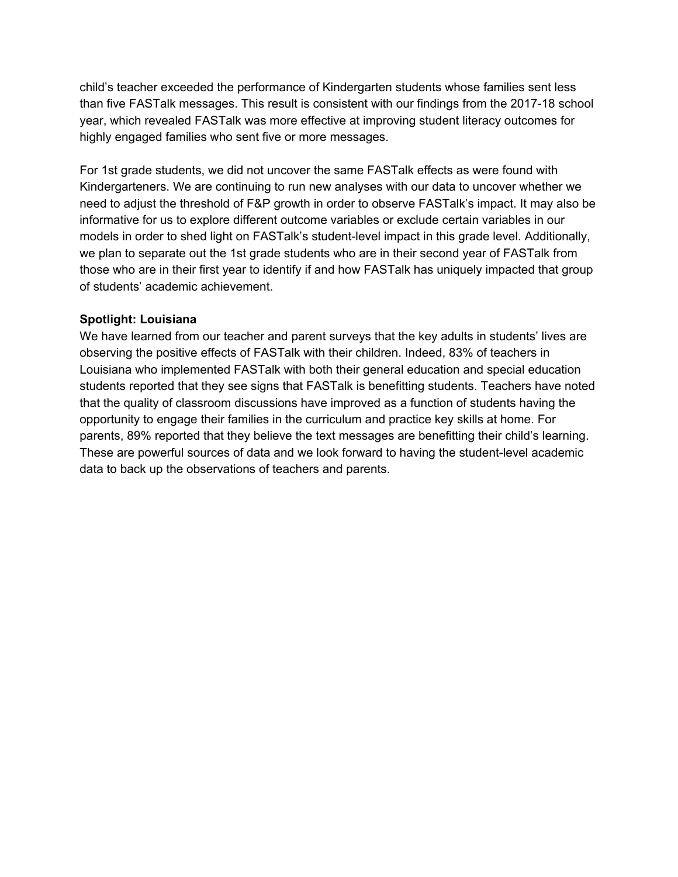child's teacher exceeded the performance of Kindergarten students whose families sent less than five FASTalk messages. This result is consistent with our findings from the 2017-18 school year, which revealed FASTalk was more effective at improving student literacy outcomes for highly engaged families who sent five or more messages.

For 1st grade students, we did not uncover the same FASTalk effects as were found with Kindergarteners. We are continuing to run new analyses with our data to uncover whether we need to adjust the threshold of F&P growth in order to observe FASTalk's impact. It may also be informative for us to explore different outcome variables or exclude certain variables in our models in order to shed light on FASTalk's student-level impact in this grade level. Additionally, we plan to separate out the 1st grade students who are in their second year of FASTalk from those who are in their first year to identify if and how FASTalk has uniquely impacted that group of students' academic achievement.

**Spotlight: Louisiana**

We have learned from our teacher and parent surveys that the key adults in students' lives are observing the positive effects of FASTalk with their children. Indeed, 83% of teachers in Louisiana who implemented FASTalk with both their general education and special education students reported that they see signs that FASTalk is benefitting students. Teachers have noted that the quality of classroom discussions have improved as a function of students having the opportunity to engage their families in the curriculum and practice key skills at home. For parents, 89% reported that they believe the text messages are benefitting their child's learning. These are powerful sources of data and we look forward to having the student-level academic data to back up the observations of teachers and parents.